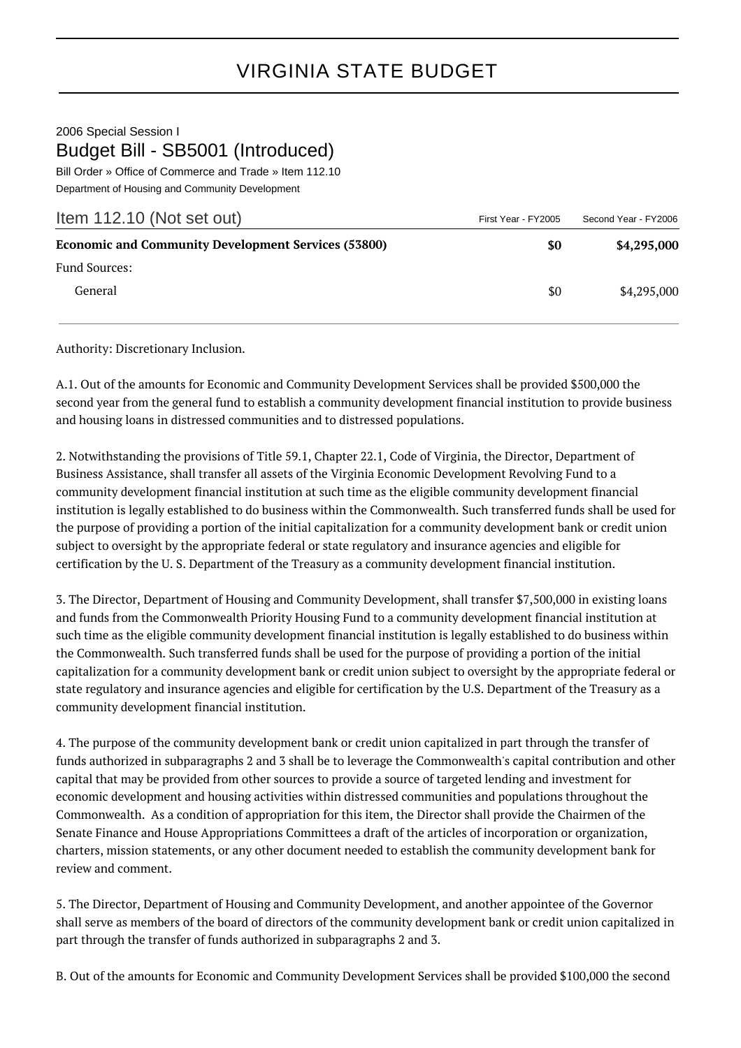# VIRGINIA STATE BUDGET

2006 Special Session I

## Budget Bill - SB5001 (Introduced)

Bill Order » Office of Commerce and Trade » Item 112.10

Department of Housing and Community Development

| Item 112.10 (Not set out) | First Year - FY2005 | Second Year - FY2006 |
|---|---|---|
| **Economic and Community Development Services (53800)** | **$0** | **$4,295,000** |
| Fund Sources: | | |
| General | $0 | $4,295,000 |

Authority: Discretionary Inclusion.

A.1. Out of the amounts for Economic and Community Development Services shall be provided $500,000 the second year from the general fund to establish a community development financial institution to provide business and housing loans in distressed communities and to distressed populations.

2. Notwithstanding the provisions of Title 59.1, Chapter 22.1, Code of Virginia, the Director, Department of Business Assistance, shall transfer all assets of the Virginia Economic Development Revolving Fund to a community development financial institution at such time as the eligible community development financial institution is legally established to do business within the Commonwealth. Such transferred funds shall be used for the purpose of providing a portion of the initial capitalization for a community development bank or credit union subject to oversight by the appropriate federal or state regulatory and insurance agencies and eligible for certification by the U. S. Department of the Treasury as a community development financial institution.

3. The Director, Department of Housing and Community Development, shall transfer $7,500,000 in existing loans and funds from the Commonwealth Priority Housing Fund to a community development financial institution at such time as the eligible community development financial institution is legally established to do business within the Commonwealth. Such transferred funds shall be used for the purpose of providing a portion of the initial capitalization for a community development bank or credit union subject to oversight by the appropriate federal or state regulatory and insurance agencies and eligible for certification by the U.S. Department of the Treasury as a community development financial institution.

4. The purpose of the community development bank or credit union capitalized in part through the transfer of funds authorized in subparagraphs 2 and 3 shall be to leverage the Commonwealth's capital contribution and other capital that may be provided from other sources to provide a source of targeted lending and investment for economic development and housing activities within distressed communities and populations throughout the Commonwealth. As a condition of appropriation for this item, the Director shall provide the Chairmen of the Senate Finance and House Appropriations Committees a draft of the articles of incorporation or organization, charters, mission statements, or any other document needed to establish the community development bank for review and comment.

5. The Director, Department of Housing and Community Development, and another appointee of the Governor shall serve as members of the board of directors of the community development bank or credit union capitalized in part through the transfer of funds authorized in subparagraphs 2 and 3.

B. Out of the amounts for Economic and Community Development Services shall be provided $100,000 the second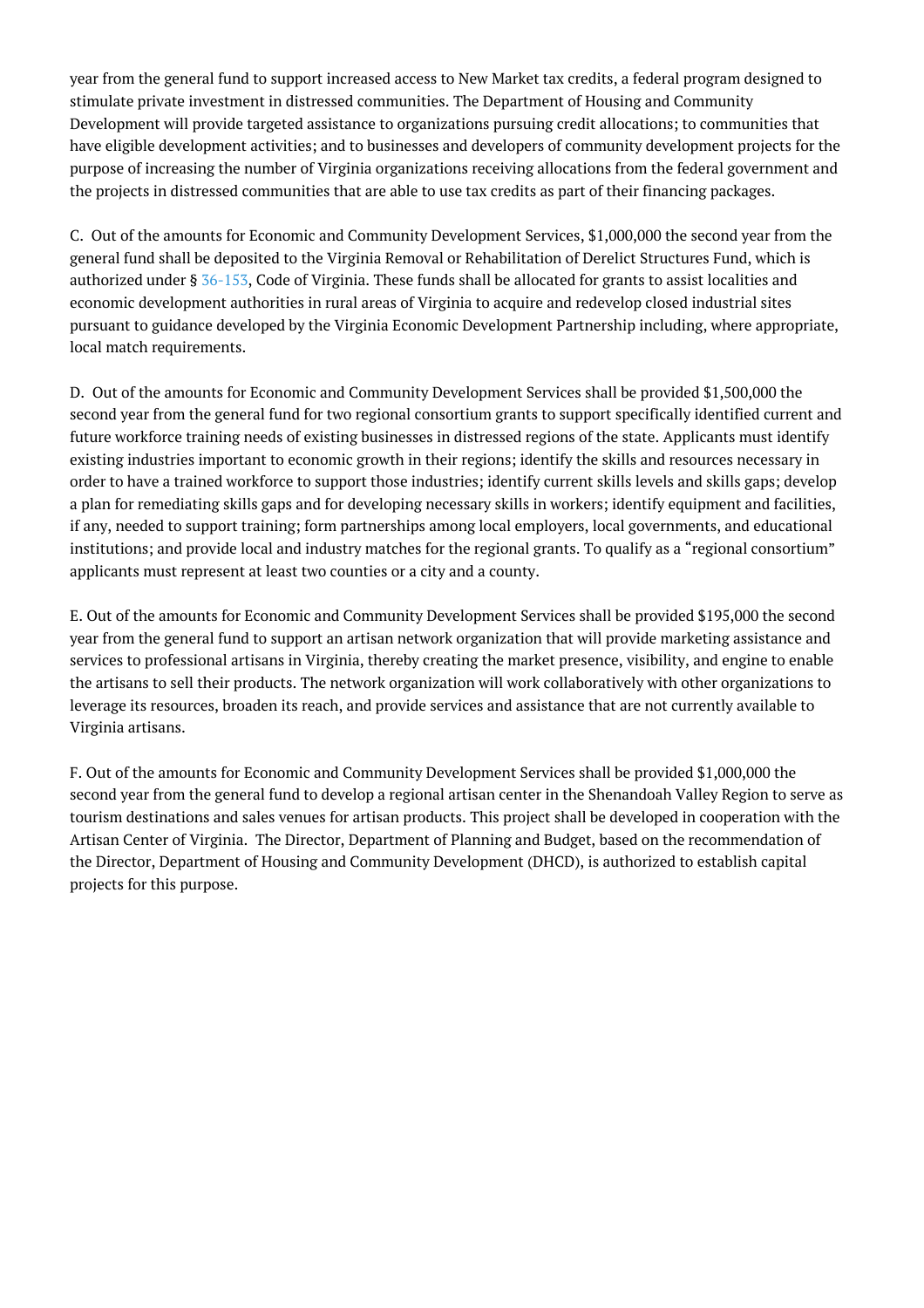year from the general fund to support increased access to New Market tax credits, a federal program designed to stimulate private investment in distressed communities. The Department of Housing and Community Development will provide targeted assistance to organizations pursuing credit allocations; to communities that have eligible development activities; and to businesses and developers of community development projects for the purpose of increasing the number of Virginia organizations receiving allocations from the federal government and the projects in distressed communities that are able to use tax credits as part of their financing packages.

C. Out of the amounts for Economic and Community Development Services, $1,000,000 the second year from the general fund shall be deposited to the Virginia Removal or Rehabilitation of Derelict Structures Fund, which is authorized under § 36-153, Code of Virginia. These funds shall be allocated for grants to assist localities and economic development authorities in rural areas of Virginia to acquire and redevelop closed industrial sites pursuant to guidance developed by the Virginia Economic Development Partnership including, where appropriate, local match requirements.

D. Out of the amounts for Economic and Community Development Services shall be provided $1,500,000 the second year from the general fund for two regional consortium grants to support specifically identified current and future workforce training needs of existing businesses in distressed regions of the state. Applicants must identify existing industries important to economic growth in their regions; identify the skills and resources necessary in order to have a trained workforce to support those industries; identify current skills levels and skills gaps; develop a plan for remediating skills gaps and for developing necessary skills in workers; identify equipment and facilities, if any, needed to support training; form partnerships among local employers, local governments, and educational institutions; and provide local and industry matches for the regional grants. To qualify as a "regional consortium" applicants must represent at least two counties or a city and a county.

E. Out of the amounts for Economic and Community Development Services shall be provided $195,000 the second year from the general fund to support an artisan network organization that will provide marketing assistance and services to professional artisans in Virginia, thereby creating the market presence, visibility, and engine to enable the artisans to sell their products. The network organization will work collaboratively with other organizations to leverage its resources, broaden its reach, and provide services and assistance that are not currently available to Virginia artisans.

F. Out of the amounts for Economic and Community Development Services shall be provided $1,000,000 the second year from the general fund to develop a regional artisan center in the Shenandoah Valley Region to serve as tourism destinations and sales venues for artisan products. This project shall be developed in cooperation with the Artisan Center of Virginia. The Director, Department of Planning and Budget, based on the recommendation of the Director, Department of Housing and Community Development (DHCD), is authorized to establish capital projects for this purpose.